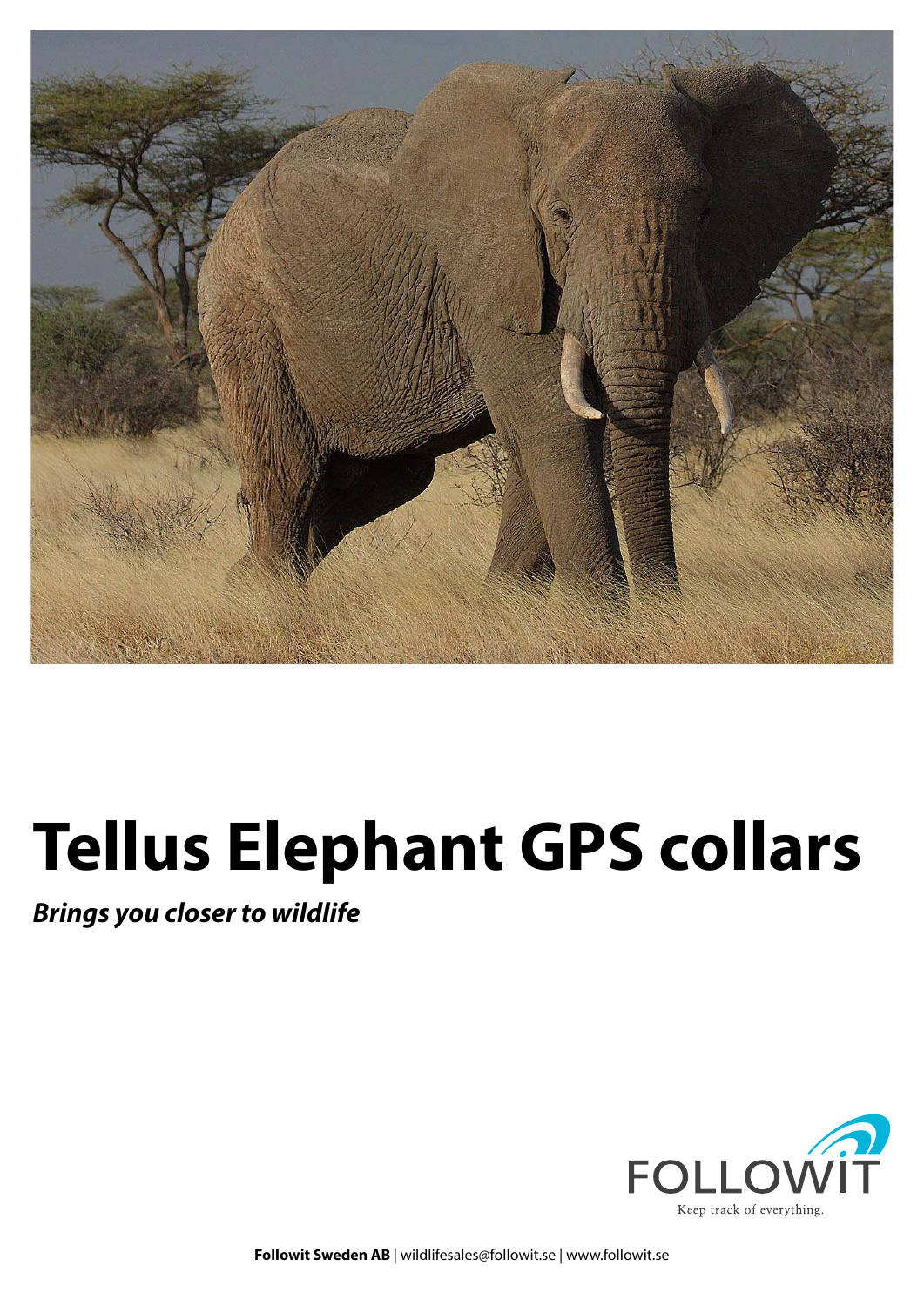# Tellus Elephant GPS collars

***Brings you closer to wildlife***

FOLLOWIT

Keep track of everything.

**Followit Sweden AB** | wildlifesales@followit.se | www.followit.se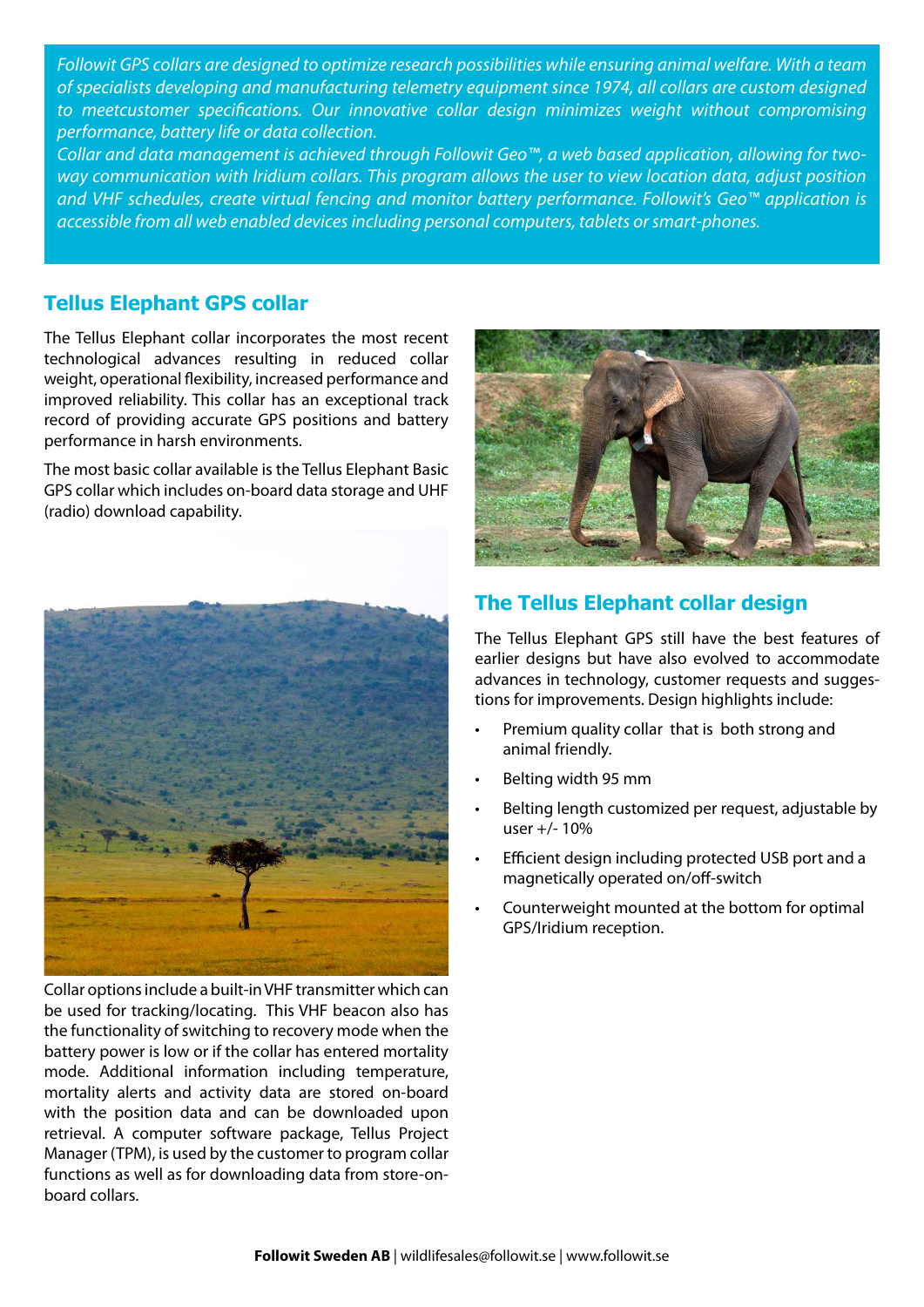*Followit GPS collars are designed to optimize research possibilities while ensuring animal welfare. With a team of specialists developing and manufacturing telemetry equipment since 1974, all collars are custom designed to meetcustomer specifications. Our innovative collar design minimizes weight without compromising performance, battery life or data collection.*

*Collar and data management is achieved through Followit Geo™, a web based application, allowing for two-way communication with Iridium collars. This program allows the user to view location data, adjust position and VHF schedules, create virtual fencing and monitor battery performance. Followit's Geo™ application is accessible from all web enabled devices including personal computers, tablets or smart-phones.*

## Tellus Elephant GPS collar

The Tellus Elephant collar incorporates the most recent technological advances resulting in reduced collar weight, operational flexibility, increased performance and improved reliability. This collar has an exceptional track record of providing accurate GPS positions and battery performance in harsh environments.

The most basic collar available is the Tellus Elephant Basic GPS collar which includes on-board data storage and UHF (radio) download capability.

Collar options include a built-in VHF transmitter which can be used for tracking/locating. This VHF beacon also has the functionality of switching to recovery mode when the battery power is low or if the collar has entered mortality mode. Additional information including temperature, mortality alerts and activity data are stored on-board with the position data and can be downloaded upon retrieval. A computer software package, Tellus Project Manager (TPM), is used by the customer to program collar functions as well as for downloading data from store-on-board collars.

## The Tellus Elephant collar design

The Tellus Elephant GPS still have the best features of earlier designs but have also evolved to accommodate advances in technology, customer requests and suggestions for improvements. Design highlights include:

- Premium quality collar that is both strong and animal friendly.
- Belting width 95 mm
- Belting length customized per request, adjustable by user +/- 10%
- Efficient design including protected USB port and a magnetically operated on/off-switch
- Counterweight mounted at the bottom for optimal GPS/Iridium reception.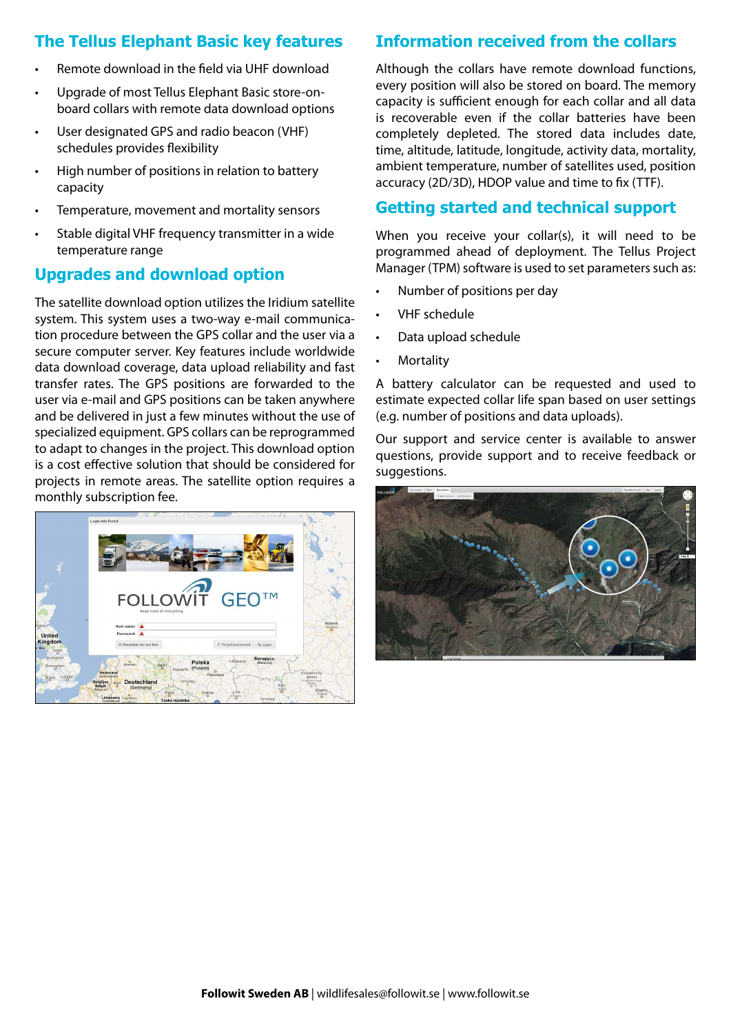## The Tellus Elephant Basic key features

- Remote download in the field via UHF download
- Upgrade of most Tellus Elephant Basic store-on-board collars with remote data download options
- User designated GPS and radio beacon (VHF) schedules provides flexibility
- High number of positions in relation to battery capacity
- Temperature, movement and mortality sensors
- Stable digital VHF frequency transmitter in a wide temperature range

## Upgrades and download option

The satellite download option utilizes the Iridium satellite system. This system uses a two-way e-mail communication procedure between the GPS collar and the user via a secure computer server. Key features include worldwide data download coverage, data upload reliability and fast transfer rates. The GPS positions are forwarded to the user via e-mail and GPS positions can be taken anywhere and be delivered in just a few minutes without the use of specialized equipment. GPS collars can be reprogrammed to adapt to changes in the project. This download option is a cost effective solution that should be considered for projects in remote areas. The satellite option requires a monthly subscription fee.

## Information received from the collars

Although the collars have remote download functions, every position will also be stored on board. The memory capacity is sufficient enough for each collar and all data is recoverable even if the collar batteries have been completely depleted. The stored data includes date, time, altitude, latitude, longitude, activity data, mortality, ambient temperature, number of satellites used, position accuracy (2D/3D), HDOP value and time to fix (TTF).

## Getting started and technical support

When you receive your collar(s), it will need to be programmed ahead of deployment. The Tellus Project Manager (TPM) software is used to set parameters such as:

- Number of positions per day
- VHF schedule
- Data upload schedule
- Mortality

A battery calculator can be requested and used to estimate expected collar life span based on user settings (e.g. number of positions and data uploads).

Our support and service center is available to answer questions, provide support and to receive feedback or suggestions.

**Followit Sweden AB** | wildlifesales@followit.se | www.followit.se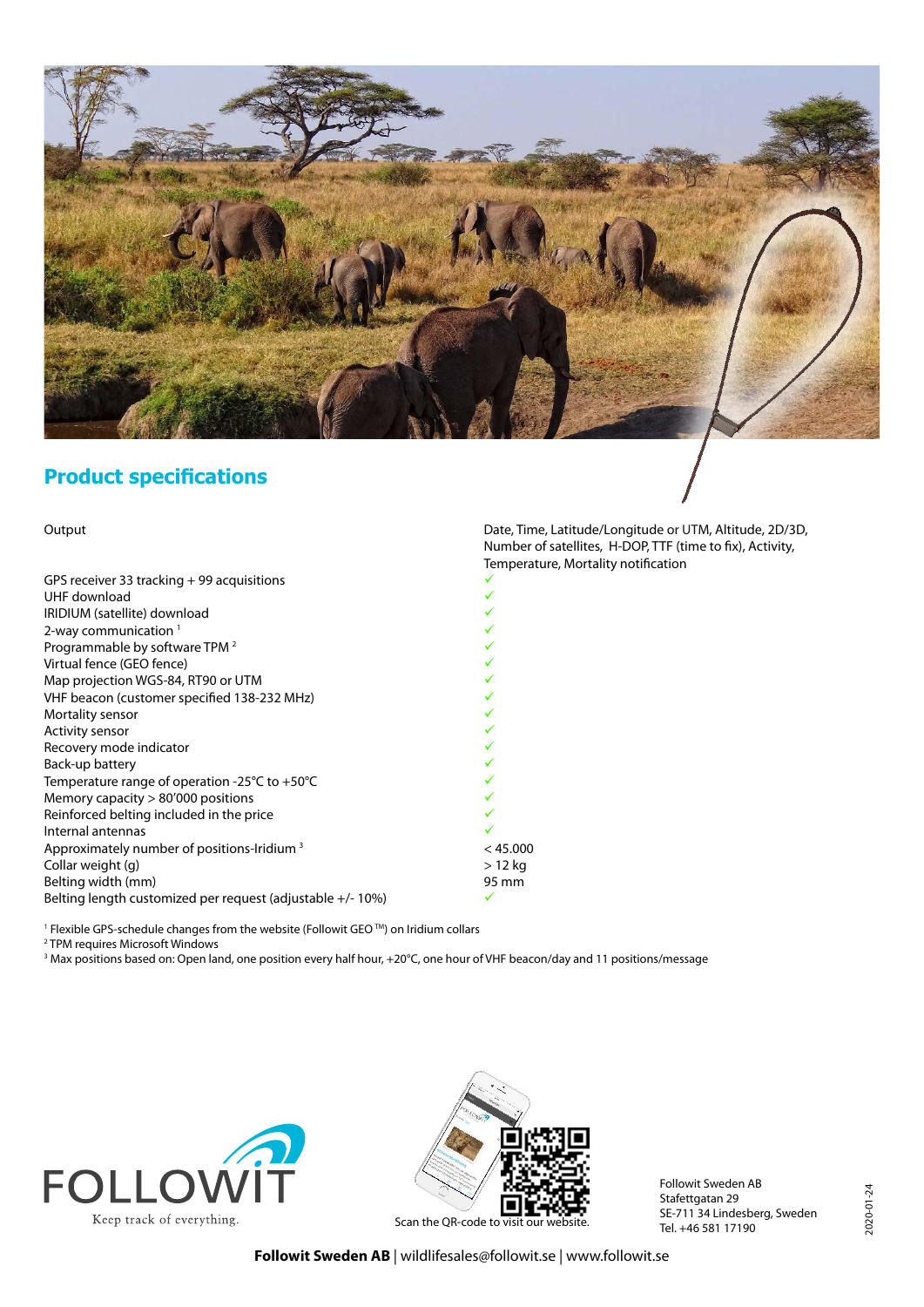## Product specifications

| | |
|---|---|
| Output | Date, Time, Latitude/Longitude or UTM, Altitude, 2D/3D, Number of satellites, H-DOP, TTF (time to fix), Activity, Temperature, Mortality notification |
| GPS receiver 33 tracking + 99 acquisitions | ✓ |
| UHF download | ✓ |
| IRIDIUM (satellite) download | ✓ |
| 2-way communication [1] | ✓ |
| Programmable by software TPM [2] | ✓ |
| Virtual fence (GEO fence) | ✓ |
| Map projection WGS-84, RT90 or UTM | ✓ |
| VHF beacon (customer specified 138-232 MHz) | ✓ |
| Mortality sensor | ✓ |
| Activity sensor | ✓ |
| Recovery mode indicator | ✓ |
| Back-up battery | ✓ |
| Temperature range of operation -25°C to +50°C | ✓ |
| Memory capacity > 80'000 positions | ✓ |
| Reinforced belting included in the price | ✓ |
| Internal antennas | ✓ |
| Approximately number of positions-Iridium [3] | < 45.000 |
| Collar weight (g) | > 12 kg |
| Belting width (mm) | 95 mm |
| Belting length customized per request (adjustable +/- 10%) | ✓ |

[1] Flexible GPS-schedule changes from the website (Followit GEO ™) on Iridium collars
[2] TPM requires Microsoft Windows
[3] Max positions based on: Open land, one position every half hour, +20°C, one hour of VHF beacon/day and 11 positions/message

FOLLOWIT
Keep track of everything.

Scan the QR-code to visit our website.

Followit Sweden AB
Stafettgatan 29
SE-711 34 Lindesberg, Sweden
Tel. +46 581 17190

2020-01-24

**Followit Sweden AB** | wildlifesales@followit.se | www.followit.se